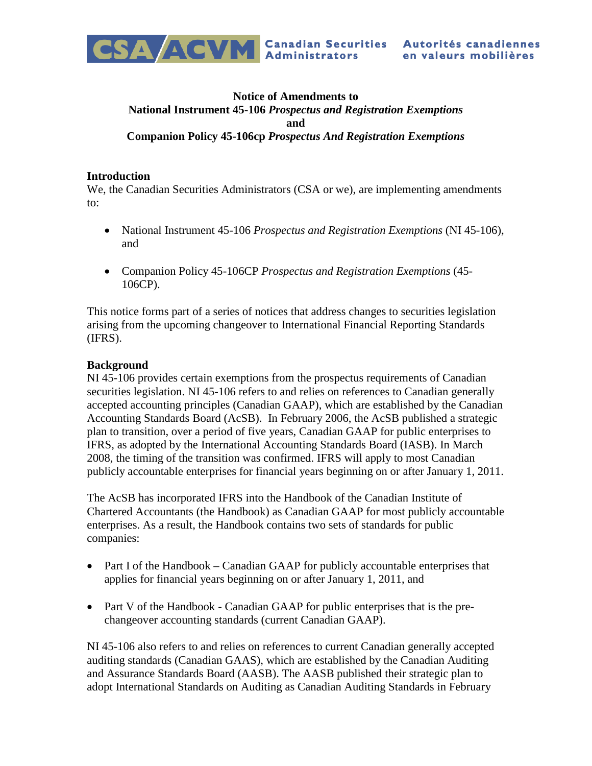CSA/ACVM Canadian Securities Administrators Autorités canadiennes en valeurs mobilières

**Notice of Amendments to**
**National Instrument 45-106 *Prospectus and Registration Exemptions***
**and**
**Companion Policy 45-106cp *Prospectus And Registration Exemptions***

## Introduction

We, the Canadian Securities Administrators (CSA or we), are implementing amendments to:

- National Instrument 45-106 *Prospectus and Registration Exemptions* (NI 45-106), and
- Companion Policy 45-106CP *Prospectus and Registration Exemptions* (45-106CP).

This notice forms part of a series of notices that address changes to securities legislation arising from the upcoming changeover to International Financial Reporting Standards (IFRS).

## Background

NI 45-106 provides certain exemptions from the prospectus requirements of Canadian securities legislation. NI 45-106 refers to and relies on references to Canadian generally accepted accounting principles (Canadian GAAP), which are established by the Canadian Accounting Standards Board (AcSB). In February 2006, the AcSB published a strategic plan to transition, over a period of five years, Canadian GAAP for public enterprises to IFRS, as adopted by the International Accounting Standards Board (IASB). In March 2008, the timing of the transition was confirmed. IFRS will apply to most Canadian publicly accountable enterprises for financial years beginning on or after January 1, 2011.

The AcSB has incorporated IFRS into the Handbook of the Canadian Institute of Chartered Accountants (the Handbook) as Canadian GAAP for most publicly accountable enterprises. As a result, the Handbook contains two sets of standards for public companies:

- Part I of the Handbook – Canadian GAAP for publicly accountable enterprises that applies for financial years beginning on or after January 1, 2011, and
- Part V of the Handbook - Canadian GAAP for public enterprises that is the pre-changeover accounting standards (current Canadian GAAP).

NI 45-106 also refers to and relies on references to current Canadian generally accepted auditing standards (Canadian GAAS), which are established by the Canadian Auditing and Assurance Standards Board (AASB). The AASB published their strategic plan to adopt International Standards on Auditing as Canadian Auditing Standards in February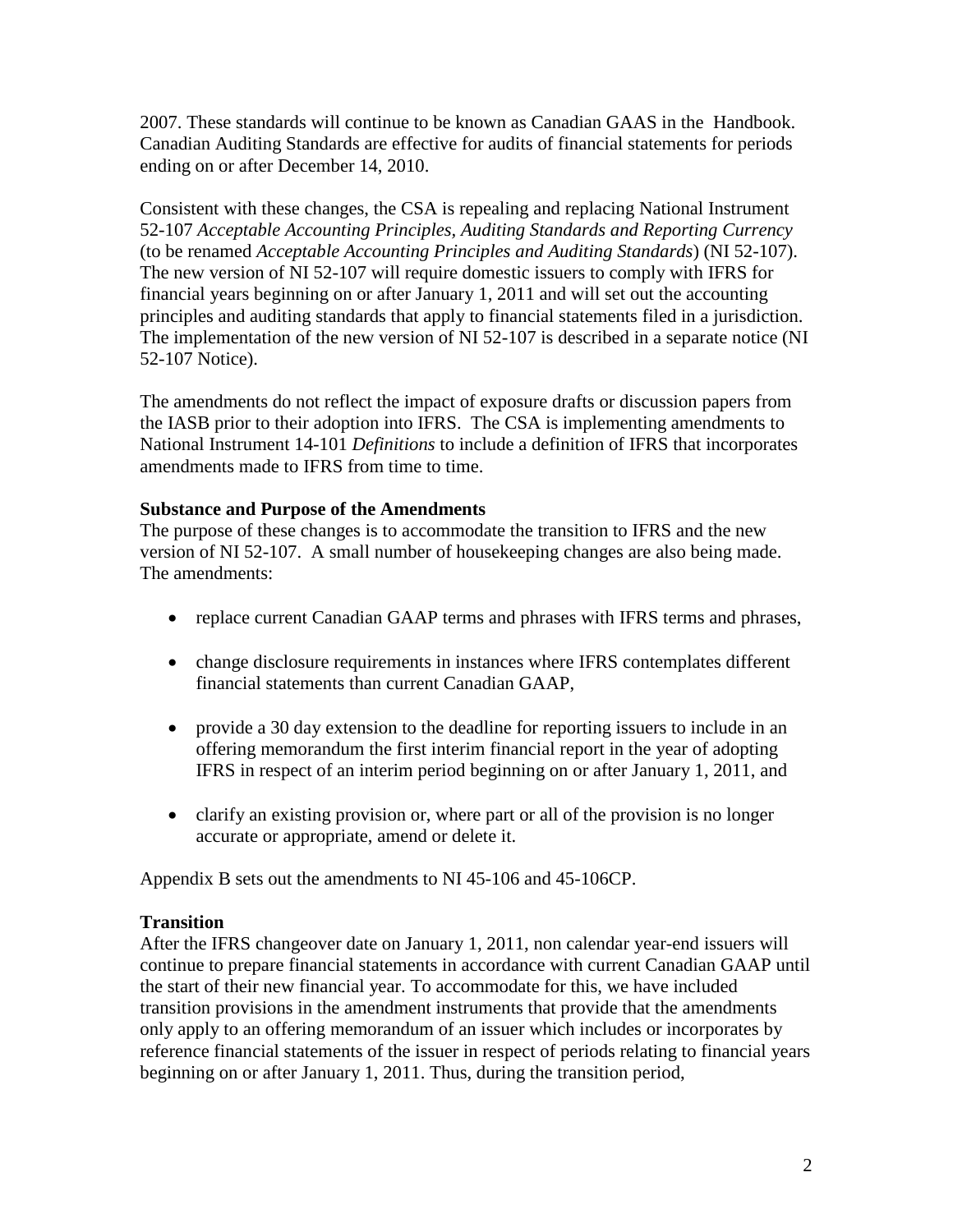2007. These standards will continue to be known as Canadian GAAS in the Handbook. Canadian Auditing Standards are effective for audits of financial statements for periods ending on or after December 14, 2010.

Consistent with these changes, the CSA is repealing and replacing National Instrument 52-107 *Acceptable Accounting Principles, Auditing Standards and Reporting Currency* (to be renamed *Acceptable Accounting Principles and Auditing Standards*) (NI 52-107). The new version of NI 52-107 will require domestic issuers to comply with IFRS for financial years beginning on or after January 1, 2011 and will set out the accounting principles and auditing standards that apply to financial statements filed in a jurisdiction. The implementation of the new version of NI 52-107 is described in a separate notice (NI 52-107 Notice).

The amendments do not reflect the impact of exposure drafts or discussion papers from the IASB prior to their adoption into IFRS. The CSA is implementing amendments to National Instrument 14-101 *Definitions* to include a definition of IFRS that incorporates amendments made to IFRS from time to time.

**Substance and Purpose of the Amendments**

The purpose of these changes is to accommodate the transition to IFRS and the new version of NI 52-107. A small number of housekeeping changes are also being made. The amendments:

- replace current Canadian GAAP terms and phrases with IFRS terms and phrases,
- change disclosure requirements in instances where IFRS contemplates different financial statements than current Canadian GAAP,
- provide a 30 day extension to the deadline for reporting issuers to include in an offering memorandum the first interim financial report in the year of adopting IFRS in respect of an interim period beginning on or after January 1, 2011, and
- clarify an existing provision or, where part or all of the provision is no longer accurate or appropriate, amend or delete it.

Appendix B sets out the amendments to NI 45-106 and 45-106CP.

**Transition**

After the IFRS changeover date on January 1, 2011, non calendar year-end issuers will continue to prepare financial statements in accordance with current Canadian GAAP until the start of their new financial year. To accommodate for this, we have included transition provisions in the amendment instruments that provide that the amendments only apply to an offering memorandum of an issuer which includes or incorporates by reference financial statements of the issuer in respect of periods relating to financial years beginning on or after January 1, 2011. Thus, during the transition period,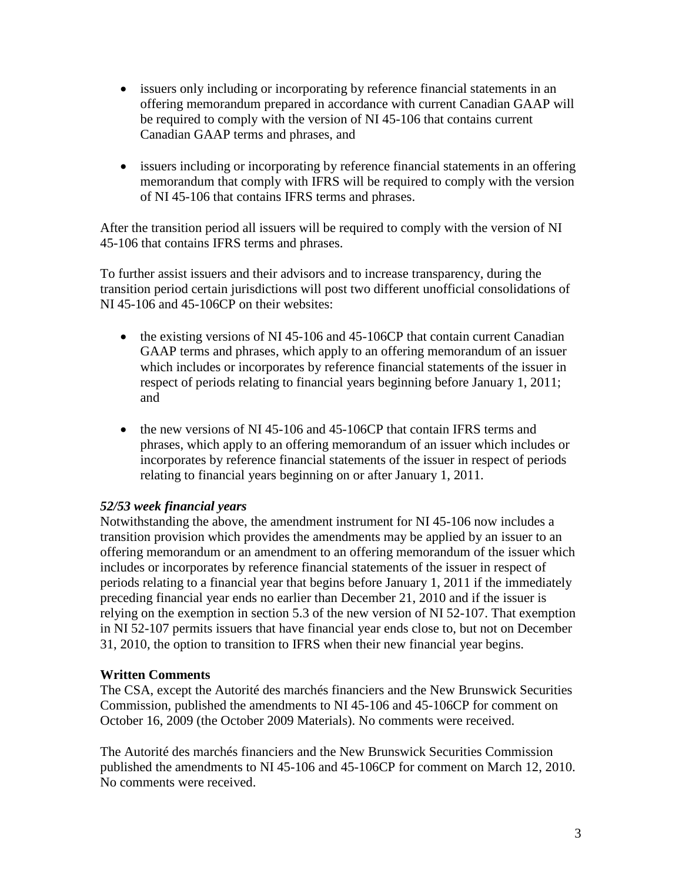- issuers only including or incorporating by reference financial statements in an offering memorandum prepared in accordance with current Canadian GAAP will be required to comply with the version of NI 45-106 that contains current Canadian GAAP terms and phrases, and

- issuers including or incorporating by reference financial statements in an offering memorandum that comply with IFRS will be required to comply with the version of NI 45-106 that contains IFRS terms and phrases.

After the transition period all issuers will be required to comply with the version of NI 45-106 that contains IFRS terms and phrases.

To further assist issuers and their advisors and to increase transparency, during the transition period certain jurisdictions will post two different unofficial consolidations of NI 45-106 and 45-106CP on their websites:

- the existing versions of NI 45-106 and 45-106CP that contain current Canadian GAAP terms and phrases, which apply to an offering memorandum of an issuer which includes or incorporates by reference financial statements of the issuer in respect of periods relating to financial years beginning before January 1, 2011; and

- the new versions of NI 45-106 and 45-106CP that contain IFRS terms and phrases, which apply to an offering memorandum of an issuer which includes or incorporates by reference financial statements of the issuer in respect of periods relating to financial years beginning on or after January 1, 2011.

***52/53 week financial years***

Notwithstanding the above, the amendment instrument for NI 45-106 now includes a transition provision which provides the amendments may be applied by an issuer to an offering memorandum or an amendment to an offering memorandum of the issuer which includes or incorporates by reference financial statements of the issuer in respect of periods relating to a financial year that begins before January 1, 2011 if the immediately preceding financial year ends no earlier than December 21, 2010 and if the issuer is relying on the exemption in section 5.3 of the new version of NI 52-107. That exemption in NI 52-107 permits issuers that have financial year ends close to, but not on December 31, 2010, the option to transition to IFRS when their new financial year begins.

**Written Comments**

The CSA, except the Autorité des marchés financiers and the New Brunswick Securities Commission, published the amendments to NI 45-106 and 45-106CP for comment on October 16, 2009 (the October 2009 Materials). No comments were received.

The Autorité des marchés financiers and the New Brunswick Securities Commission published the amendments to NI 45-106 and 45-106CP for comment on March 12, 2010. No comments were received.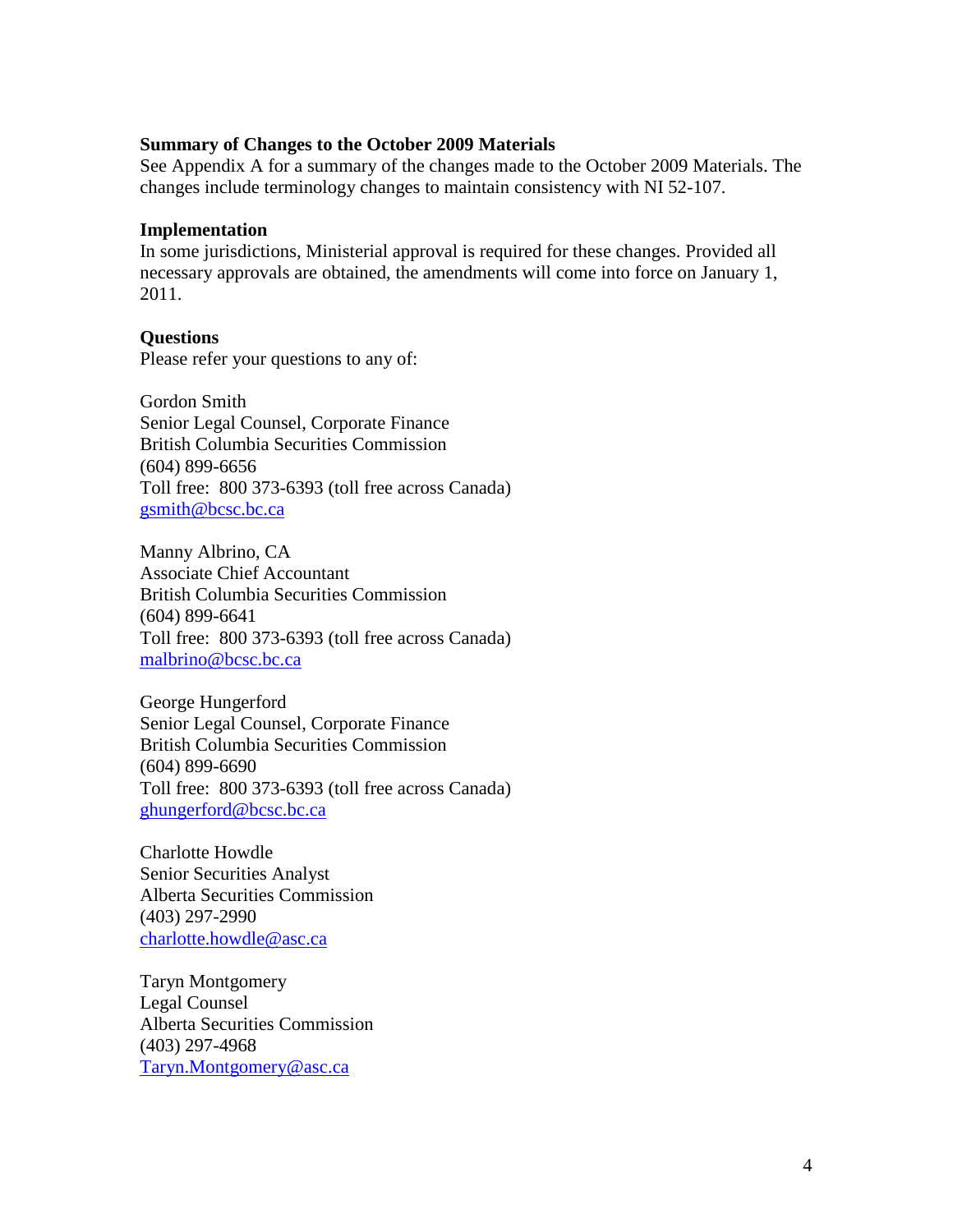**Summary of Changes to the October 2009 Materials**

See Appendix A for a summary of the changes made to the October 2009 Materials. The changes include terminology changes to maintain consistency with NI 52-107.

**Implementation**

In some jurisdictions, Ministerial approval is required for these changes. Provided all necessary approvals are obtained, the amendments will come into force on January 1, 2011.

**Questions**

Please refer your questions to any of:

Gordon Smith  
Senior Legal Counsel, Corporate Finance  
British Columbia Securities Commission  
(604) 899-6656  
Toll free: 800 373-6393 (toll free across Canada)  
gsmith@bcsc.bc.ca

Manny Albrino, CA  
Associate Chief Accountant  
British Columbia Securities Commission  
(604) 899-6641  
Toll free: 800 373-6393 (toll free across Canada)  
malbrino@bcsc.bc.ca

George Hungerford  
Senior Legal Counsel, Corporate Finance  
British Columbia Securities Commission  
(604) 899-6690  
Toll free: 800 373-6393 (toll free across Canada)  
ghungerford@bcsc.bc.ca

Charlotte Howdle  
Senior Securities Analyst  
Alberta Securities Commission  
(403) 297-2990  
charlotte.howdle@asc.ca

Taryn Montgomery  
Legal Counsel  
Alberta Securities Commission  
(403) 297-4968  
Taryn.Montgomery@asc.ca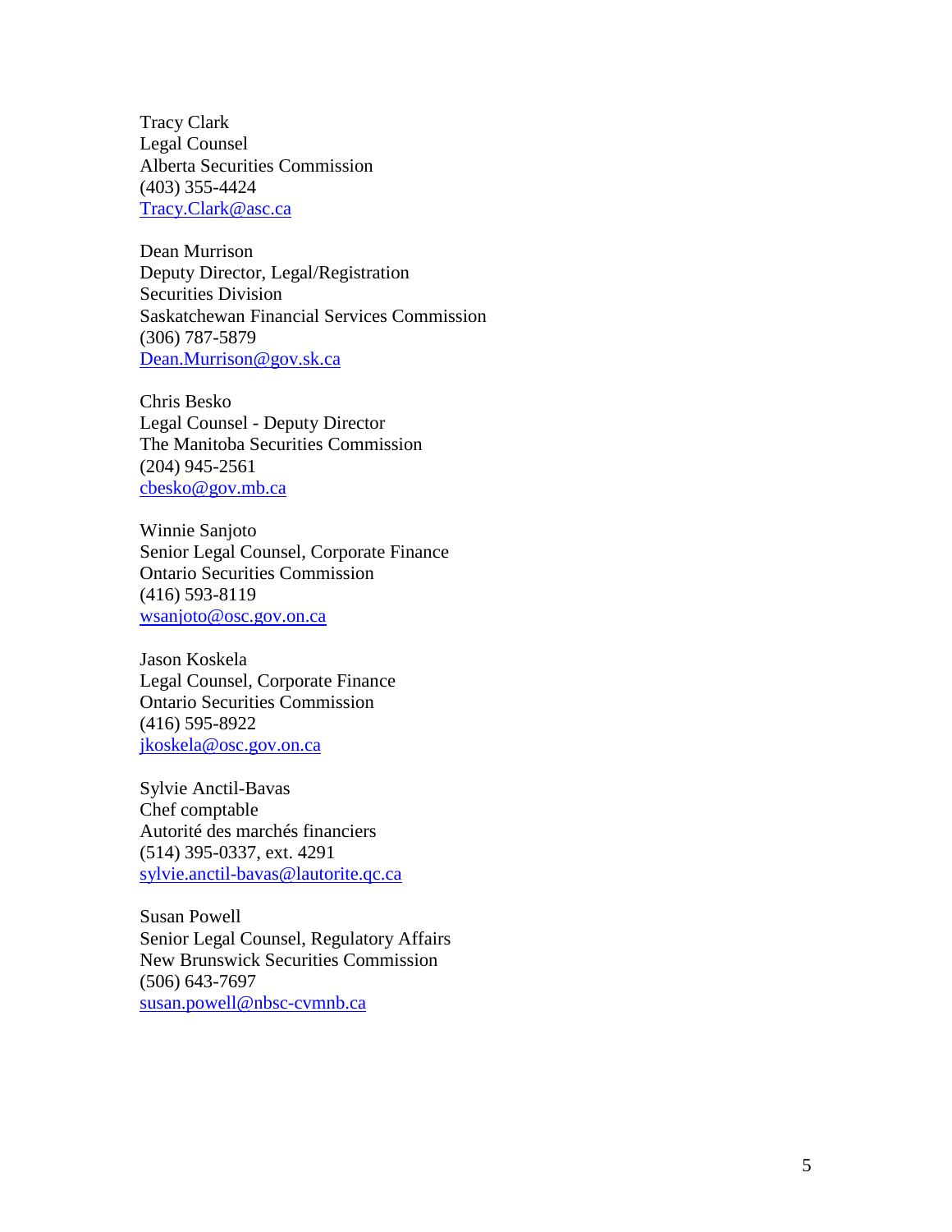Tracy Clark  
Legal Counsel  
Alberta Securities Commission  
(403) 355-4424  
Tracy.Clark@asc.ca

Dean Murrison  
Deputy Director, Legal/Registration  
Securities Division  
Saskatchewan Financial Services Commission  
(306) 787-5879  
Dean.Murrison@gov.sk.ca

Chris Besko  
Legal Counsel - Deputy Director  
The Manitoba Securities Commission  
(204) 945-2561  
cbesko@gov.mb.ca

Winnie Sanjoto  
Senior Legal Counsel, Corporate Finance  
Ontario Securities Commission  
(416) 593-8119  
wsanjoto@osc.gov.on.ca

Jason Koskela  
Legal Counsel, Corporate Finance  
Ontario Securities Commission  
(416) 595-8922  
jkoskela@osc.gov.on.ca

Sylvie Anctil-Bavas  
Chef comptable  
Autorité des marchés financiers  
(514) 395-0337, ext. 4291  
sylvie.anctil-bavas@lautorite.qc.ca

Susan Powell  
Senior Legal Counsel, Regulatory Affairs  
New Brunswick Securities Commission  
(506) 643-7697  
susan.powell@nbsc-cvmnb.ca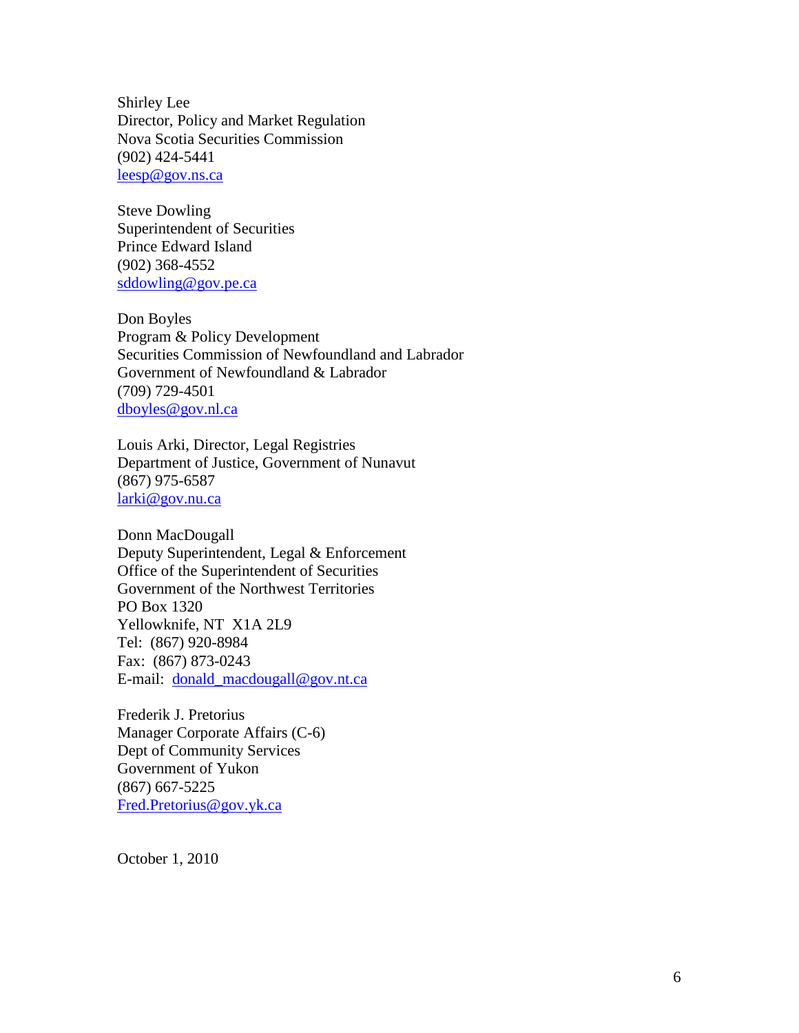Shirley Lee
Director, Policy and Market Regulation
Nova Scotia Securities Commission
(902) 424-5441
leesp@gov.ns.ca

Steve Dowling
Superintendent of Securities
Prince Edward Island
(902) 368-4552
sddowling@gov.pe.ca

Don Boyles
Program & Policy Development
Securities Commission of Newfoundland and Labrador
Government of Newfoundland & Labrador
(709) 729-4501
dboyles@gov.nl.ca

Louis Arki, Director, Legal Registries
Department of Justice, Government of Nunavut
(867) 975-6587
larki@gov.nu.ca

Donn MacDougall
Deputy Superintendent, Legal & Enforcement
Office of the Superintendent of Securities
Government of the Northwest Territories
PO Box 1320
Yellowknife, NT X1A 2L9
Tel: (867) 920-8984
Fax: (867) 873-0243
E-mail: donald_macdougall@gov.nt.ca

Frederik J. Pretorius
Manager Corporate Affairs (C-6)
Dept of Community Services
Government of Yukon
(867) 667-5225
Fred.Pretorius@gov.yk.ca

October 1, 2010